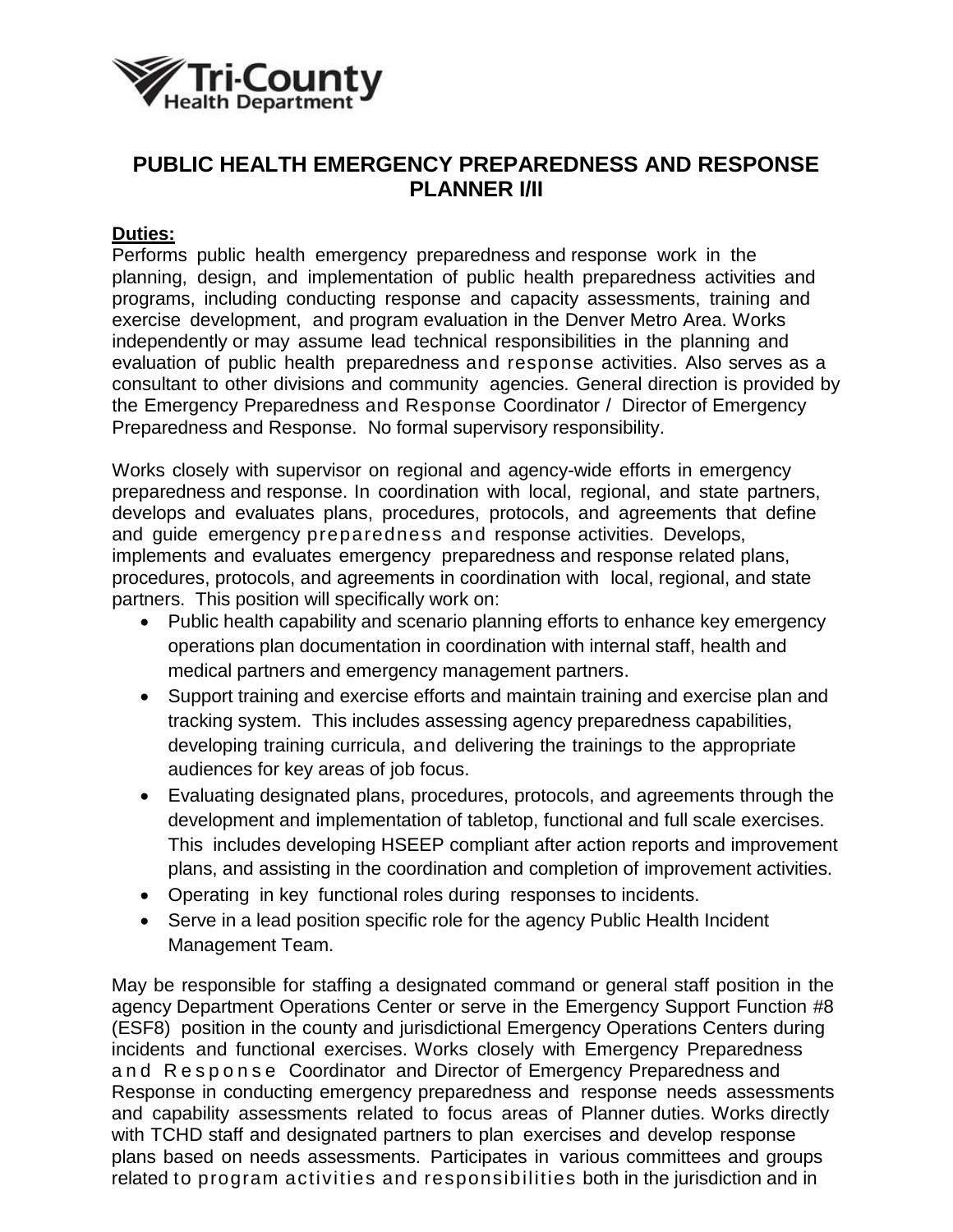Tri-County Health Department

# PUBLIC HEALTH EMERGENCY PREPAREDNESS AND RESPONSE PLANNER I/II

**Duties:**

Performs public health emergency preparedness and response work in the planning, design, and implementation of public health preparedness activities and programs, including conducting response and capacity assessments, training and exercise development, and program evaluation in the Denver Metro Area. Works independently or may assume lead technical responsibilities in the planning and evaluation of public health preparedness and response activities. Also serves as a consultant to other divisions and community agencies. General direction is provided by the Emergency Preparedness and Response Coordinator / Director of Emergency Preparedness and Response. No formal supervisory responsibility.

Works closely with supervisor on regional and agency-wide efforts in emergency preparedness and response. In coordination with local, regional, and state partners, develops and evaluates plans, procedures, protocols, and agreements that define and guide emergency preparedness and response activities. Develops, implements and evaluates emergency preparedness and response related plans, procedures, protocols, and agreements in coordination with local, regional, and state partners. This position will specifically work on:

- Public health capability and scenario planning efforts to enhance key emergency operations plan documentation in coordination with internal staff, health and medical partners and emergency management partners.
- Support training and exercise efforts and maintain training and exercise plan and tracking system. This includes assessing agency preparedness capabilities, developing training curricula, and delivering the trainings to the appropriate audiences for key areas of job focus.
- Evaluating designated plans, procedures, protocols, and agreements through the development and implementation of tabletop, functional and full scale exercises. This includes developing HSEEP compliant after action reports and improvement plans, and assisting in the coordination and completion of improvement activities.
- Operating in key functional roles during responses to incidents.
- Serve in a lead position specific role for the agency Public Health Incident Management Team.

May be responsible for staffing a designated command or general staff position in the agency Department Operations Center or serve in the Emergency Support Function #8 (ESF8) position in the county and jurisdictional Emergency Operations Centers during incidents and functional exercises. Works closely with Emergency Preparedness and Response Coordinator and Director of Emergency Preparedness and Response in conducting emergency preparedness and response needs assessments and capability assessments related to focus areas of Planner duties. Works directly with TCHD staff and designated partners to plan exercises and develop response plans based on needs assessments. Participates in various committees and groups related to program activities and responsibilities both in the jurisdiction and in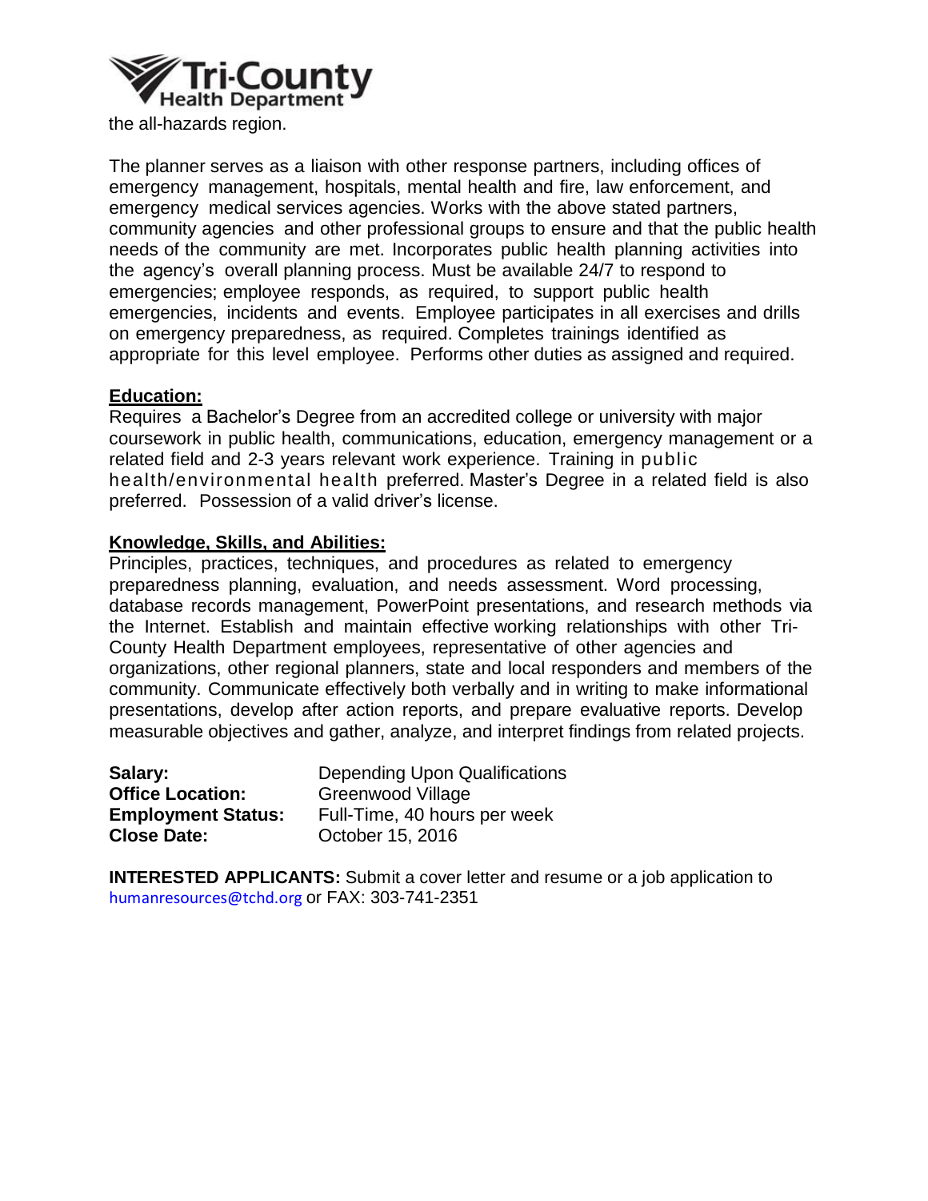the all-hazards region.

The planner serves as a liaison with other response partners, including offices of emergency management, hospitals, mental health and fire, law enforcement, and emergency medical services agencies. Works with the above stated partners, community agencies and other professional groups to ensure and that the public health needs of the community are met. Incorporates public health planning activities into the agency's overall planning process. Must be available 24/7 to respond to emergencies; employee responds, as required, to support public health emergencies, incidents and events. Employee participates in all exercises and drills on emergency preparedness, as required. Completes trainings identified as appropriate for this level employee. Performs other duties as assigned and required.

**Education:**

Requires a Bachelor's Degree from an accredited college or university with major coursework in public health, communications, education, emergency management or a related field and 2-3 years relevant work experience. Training in public health/environmental health preferred. Master's Degree in a related field is also preferred. Possession of a valid driver's license.

**Knowledge, Skills, and Abilities:**

Principles, practices, techniques, and procedures as related to emergency preparedness planning, evaluation, and needs assessment. Word processing, database records management, PowerPoint presentations, and research methods via the Internet. Establish and maintain effective working relationships with other Tri-County Health Department employees, representative of other agencies and organizations, other regional planners, state and local responders and members of the community. Communicate effectively both verbally and in writing to make informational presentations, develop after action reports, and prepare evaluative reports. Develop measurable objectives and gather, analyze, and interpret findings from related projects.

| | |
|---|---|
| **Salary:** | Depending Upon Qualifications |
| **Office Location:** | Greenwood Village |
| **Employment Status:** | Full-Time, 40 hours per week |
| **Close Date:** | October 15, 2016 |

**INTERESTED APPLICANTS:** Submit a cover letter and resume or a job application to humanresources@tchd.org or FAX: 303-741-2351